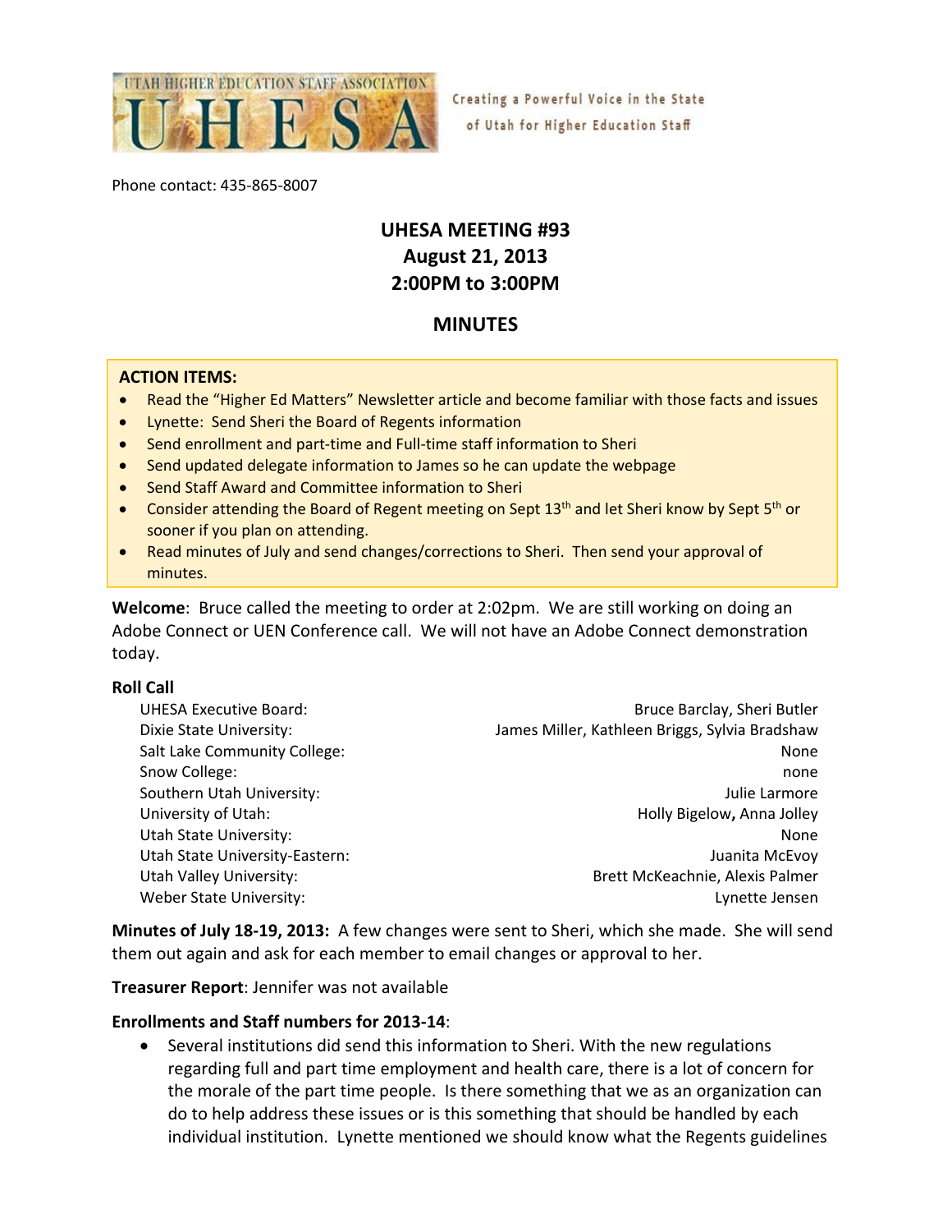UTAH HIGHER EDUCATION STAFF ASSOCIATION

UHESA

Creating a Powerful Voice in the State of Utah for Higher Education Staff

Phone contact: 435-865-8007

# UHESA MEETING #93
## August 21, 2013
## 2:00PM to 3:00PM

## MINUTES

**ACTION ITEMS:**

- Read the "Higher Ed Matters" Newsletter article and become familiar with those facts and issues
- Lynette: Send Sheri the Board of Regents information
- Send enrollment and part-time and Full-time staff information to Sheri
- Send updated delegate information to James so he can update the webpage
- Send Staff Award and Committee information to Sheri
- Consider attending the Board of Regent meeting on Sept 13th and let Sheri know by Sept 5th or sooner if you plan on attending.
- Read minutes of July and send changes/corrections to Sheri. Then send your approval of minutes.

**Welcome**: Bruce called the meeting to order at 2:02pm. We are still working on doing an Adobe Connect or UEN Conference call. We will not have an Adobe Connect demonstration today.

**Roll Call**

| | |
|---|---|
| UHESA Executive Board: | Bruce Barclay, Sheri Butler |
| Dixie State University: | James Miller, Kathleen Briggs, Sylvia Bradshaw |
| Salt Lake Community College: | None |
| Snow College: | none |
| Southern Utah University: | Julie Larmore |
| University of Utah: | Holly Bigelow, Anna Jolley |
| Utah State University: | None |
| Utah State University-Eastern: | Juanita McEvoy |
| Utah Valley University: | Brett McKeachnie, Alexis Palmer |
| Weber State University: | Lynette Jensen |

**Minutes of July 18-19, 2013:** A few changes were sent to Sheri, which she made. She will send them out again and ask for each member to email changes or approval to her.

**Treasurer Report**: Jennifer was not available

**Enrollments and Staff numbers for 2013-14**:

- Several institutions did send this information to Sheri. With the new regulations regarding full and part time employment and health care, there is a lot of concern for the morale of the part time people. Is there something that we as an organization can do to help address these issues or is this something that should be handled by each individual institution. Lynette mentioned we should know what the Regents guidelines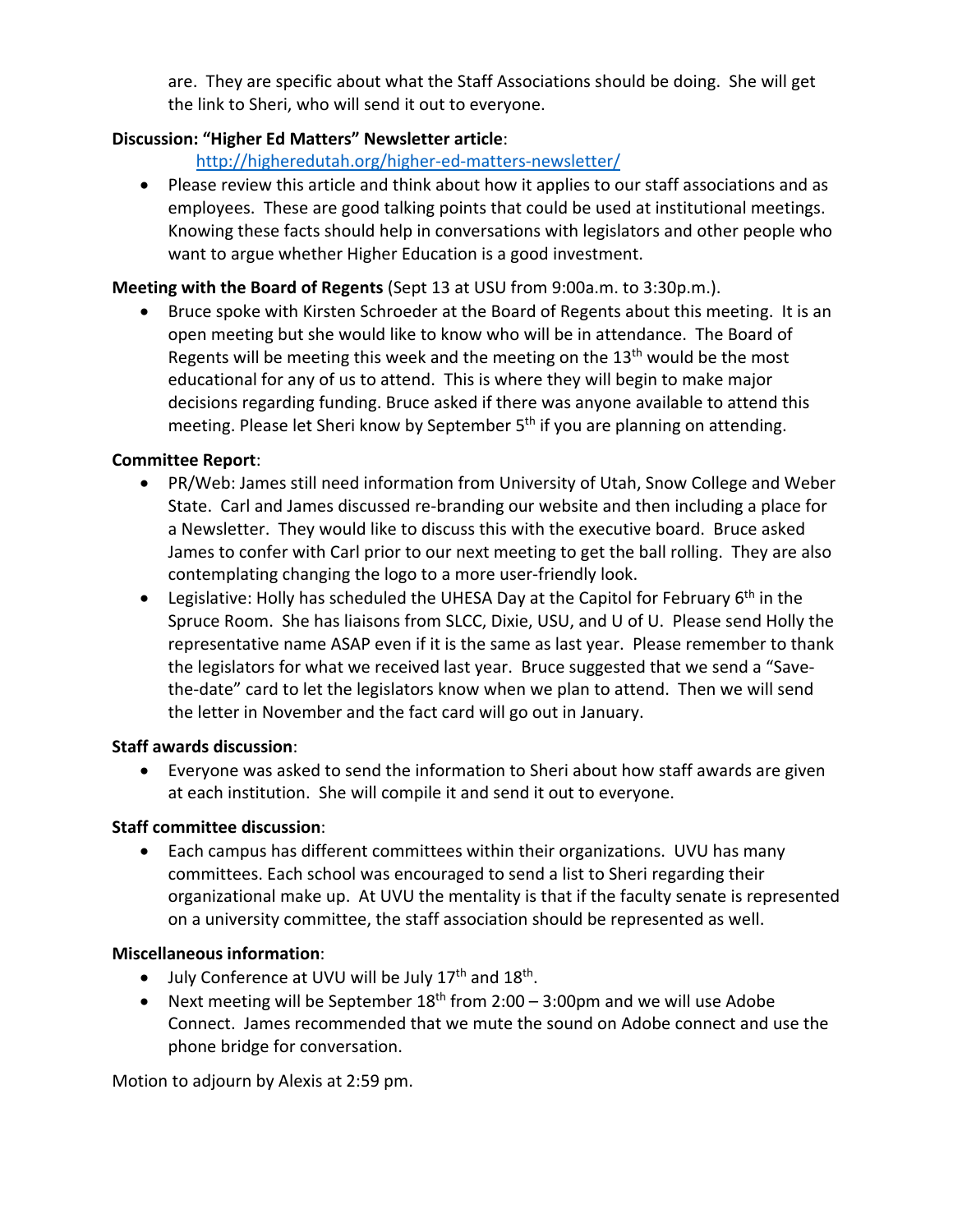are. They are specific about what the Staff Associations should be doing. She will get the link to Sheri, who will send it out to everyone.

**Discussion: "Higher Ed Matters" Newsletter article**:

[http://higheredutah.org/higher-ed-matters-newsletter/](http://higheredutah.org/higher-ed-matters-newsletter/)

- Please review this article and think about how it applies to our staff associations and as employees. These are good talking points that could be used at institutional meetings. Knowing these facts should help in conversations with legislators and other people who want to argue whether Higher Education is a good investment.

**Meeting with the Board of Regents** (Sept 13 at USU from 9:00a.m. to 3:30p.m.).

- Bruce spoke with Kirsten Schroeder at the Board of Regents about this meeting. It is an open meeting but she would like to know who will be in attendance. The Board of Regents will be meeting this week and the meeting on the 13th would be the most educational for any of us to attend. This is where they will begin to make major decisions regarding funding. Bruce asked if there was anyone available to attend this meeting. Please let Sheri know by September 5th if you are planning on attending.

**Committee Report**:

- PR/Web: James still need information from University of Utah, Snow College and Weber State. Carl and James discussed re-branding our website and then including a place for a Newsletter. They would like to discuss this with the executive board. Bruce asked James to confer with Carl prior to our next meeting to get the ball rolling. They are also contemplating changing the logo to a more user-friendly look.
- Legislative: Holly has scheduled the UHESA Day at the Capitol for February 6th in the Spruce Room. She has liaisons from SLCC, Dixie, USU, and U of U. Please send Holly the representative name ASAP even if it is the same as last year. Please remember to thank the legislators for what we received last year. Bruce suggested that we send a "Save-the-date" card to let the legislators know when we plan to attend. Then we will send the letter in November and the fact card will go out in January.

**Staff awards discussion**:

- Everyone was asked to send the information to Sheri about how staff awards are given at each institution. She will compile it and send it out to everyone.

**Staff committee discussion**:

- Each campus has different committees within their organizations. UVU has many committees. Each school was encouraged to send a list to Sheri regarding their organizational make up. At UVU the mentality is that if the faculty senate is represented on a university committee, the staff association should be represented as well.

**Miscellaneous information**:

- July Conference at UVU will be July 17th and 18th.
- Next meeting will be September 18th from 2:00 – 3:00pm and we will use Adobe Connect. James recommended that we mute the sound on Adobe connect and use the phone bridge for conversation.

Motion to adjourn by Alexis at 2:59 pm.